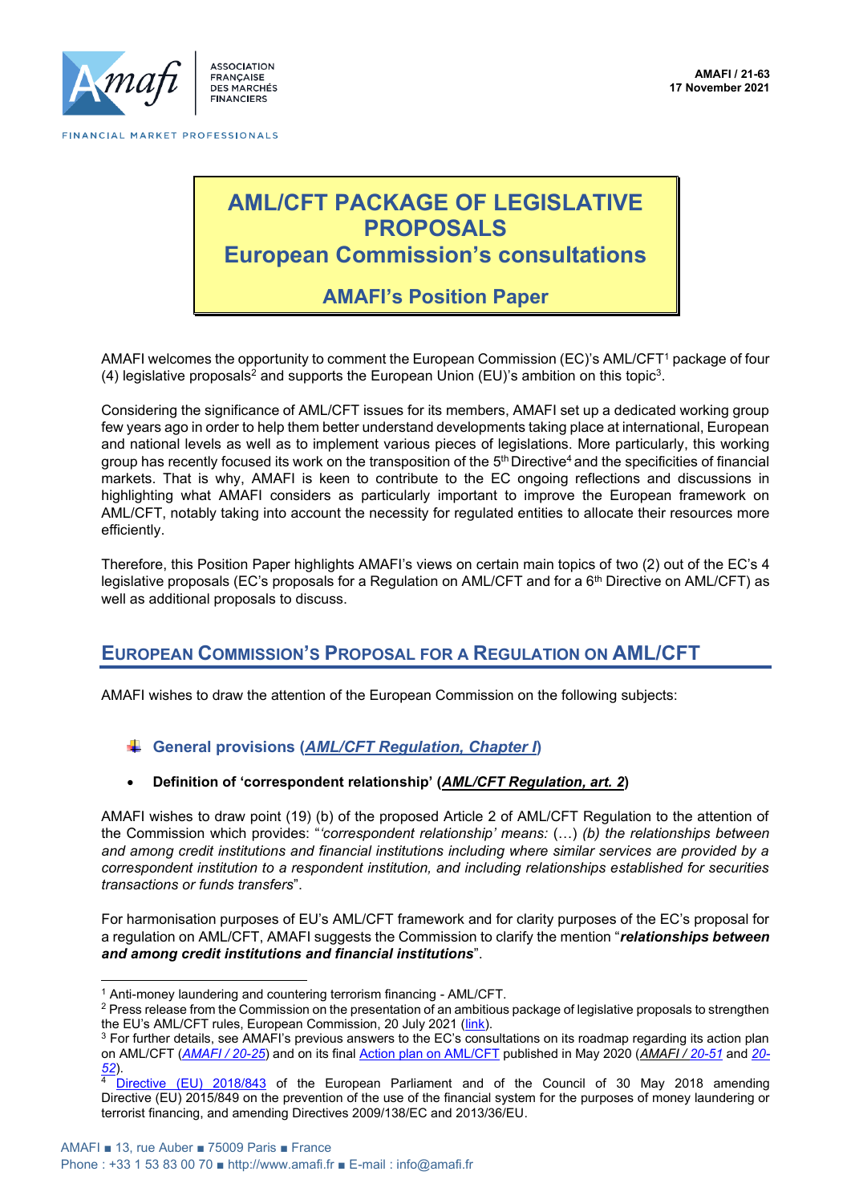AMAFI / 21-63
17 November 2021

# AML/CFT PACKAGE OF LEGISLATIVE PROPOSALS
## European Commission's consultations
### AMAFI's Position Paper

AMAFI welcomes the opportunity to comment the European Commission (EC)'s AML/CFT[1] package of four (4) legislative proposals[2] and supports the European Union (EU)'s ambition on this topic[3].

Considering the significance of AML/CFT issues for its members, AMAFI set up a dedicated working group few years ago in order to help them better understand developments taking place at international, European and national levels as well as to implement various pieces of legislations. More particularly, this working group has recently focused its work on the transposition of the 5th Directive[4] and the specificities of financial markets. That is why, AMAFI is keen to contribute to the EC ongoing reflections and discussions in highlighting what AMAFI considers as particularly important to improve the European framework on AML/CFT, notably taking into account the necessity for regulated entities to allocate their resources more efficiently.

Therefore, this Position Paper highlights AMAFI's views on certain main topics of two (2) out of the EC's 4 legislative proposals (EC's proposals for a Regulation on AML/CFT and for a 6th Directive on AML/CFT) as well as additional proposals to discuss.

## EUROPEAN COMMISSION'S PROPOSAL FOR A REGULATION ON AML/CFT

AMAFI wishes to draw the attention of the European Commission on the following subjects:

### General provisions (*AML/CFT Regulation, Chapter I*)

- **Definition of 'correspondent relationship' (*AML/CFT Regulation, art. 2*)**

AMAFI wishes to draw point (19) (b) of the proposed Article 2 of AML/CFT Regulation to the attention of the Commission which provides: "*'correspondent relationship' means:* (…) *(b) the relationships between and among credit institutions and financial institutions including where similar services are provided by a correspondent institution to a respondent institution, and including relationships established for securities transactions or funds transfers*".

For harmonisation purposes of EU's AML/CFT framework and for clarity purposes of the EC's proposal for a regulation on AML/CFT, AMAFI suggests the Commission to clarify the mention "***relationships between and among credit institutions and financial institutions***".

---

[1] Anti-money laundering and countering terrorism financing - AML/CFT.

[2] Press release from the Commission on the presentation of an ambitious package of legislative proposals to strengthen the EU's AML/CFT rules, European Commission, 20 July 2021 (link).

[3] For further details, see AMAFI's previous answers to the EC's consultations on its roadmap regarding its action plan on AML/CFT (*AMAFI / 20-25*) and on its final Action plan on AML/CFT published in May 2020 (*AMAFI / 20-51* and *20-52*).

[4] Directive (EU) 2018/843 of the European Parliament and of the Council of 30 May 2018 amending Directive (EU) 2015/849 on the prevention of the use of the financial system for the purposes of money laundering or terrorist financing, and amending Directives 2009/138/EC and 2013/36/EU.

AMAFI ■ 13, rue Auber ■ 75009 Paris ■ France
Phone : +33 1 53 83 00 70 ■ http://www.amafi.fr ■ E-mail : info@amafi.fr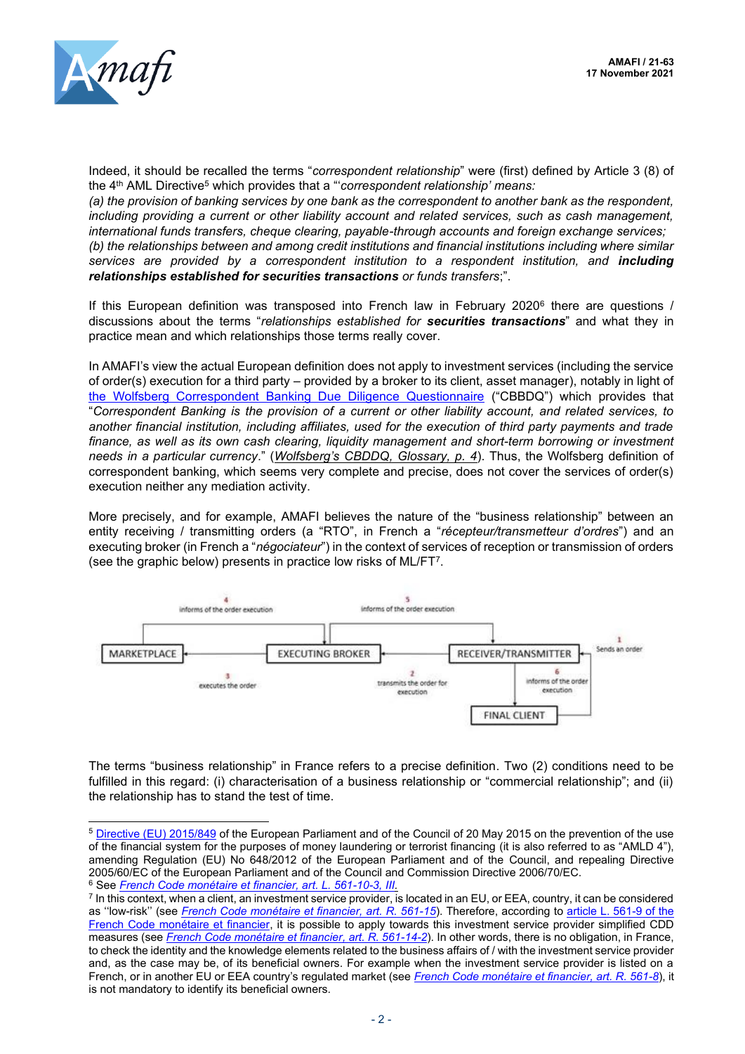Indeed, it should be recalled the terms "*correspondent relationship*" were (first) defined by Article 3 (8) of the 4th AML Directive[5] which provides that a "'*correspondent relationship' means:*
*(a) the provision of banking services by one bank as the correspondent to another bank as the respondent, including providing a current or other liability account and related services, such as cash management, international funds transfers, cheque clearing, payable-through accounts and foreign exchange services;*
*(b) the relationships between and among credit institutions and financial institutions including where similar services are provided by a correspondent institution to a respondent institution, and* ***including relationships established for securities transactions*** *or funds transfers;*".

If this European definition was transposed into French law in February 2020[6] there are questions / discussions about the terms "*relationships established for* ***securities transactions***" and what they in practice mean and which relationships those terms really cover.

In AMAFI's view the actual European definition does not apply to investment services (including the service of order(s) execution for a third party – provided by a broker to its client, asset manager), notably in light of the Wolfsberg Correspondent Banking Due Diligence Questionnaire ("CBDDQ") which provides that "*Correspondent Banking is the provision of a current or other liability account, and related services, to another financial institution, including affiliates, used for the execution of third party payments and trade finance, as well as its own cash clearing, liquidity management and short-term borrowing or investment needs in a particular currency.*" (*Wolfsberg's CBDDQ, Glossary, p. 4*). Thus, the Wolfsberg definition of correspondent banking, which seems very complete and precise, does not cover the services of order(s) execution neither any mediation activity.

More precisely, and for example, AMAFI believes the nature of the "business relationship" between an entity receiving / transmitting orders (a "RTO", in French a "*récepteur/transmetteur d'ordres*") and an executing broker (in French a "*négociateur*") in the context of services of reception or transmission of orders (see the graphic below) presents in practice low risks of ML/FT[7].

MARKETPLACE — EXECUTING BROKER — RECEIVER/TRANSMITTER — FINAL CLIENT

1. Sends an order
2. transmits the order for execution
3. executes the order
4. informs of the order execution
5. informs of the order execution
6. informs of the order execution

The terms "business relationship" in France refers to a precise definition. Two (2) conditions need to be fulfilled in this regard: (i) characterisation of a business relationship or "commercial relationship"; and (ii) the relationship has to stand the test of time.

---

[5] Directive (EU) 2015/849 of the European Parliament and of the Council of 20 May 2015 on the prevention of the use of the financial system for the purposes of money laundering or terrorist financing (it is also referred to as "AMLD 4"), amending Regulation (EU) No 648/2012 of the European Parliament and of the Council, and repealing Directive 2005/60/EC of the European Parliament and of the Council and Commission Directive 2006/70/EC.

[6] See *French Code monétaire et financier, art. L. 561-10-3, III.*

[7] In this context, when a client, an investment service provider, is located in an EU, or EEA, country, it can be considered as ''low-risk'' (see *French Code monétaire et financier, art. R. 561-15*). Therefore, according to article L. 561-9 of the French Code monétaire et financier, it is possible to apply towards this investment service provider simplified CDD measures (see *French Code monétaire et financier, art. R. 561-14-2*). In other words, there is no obligation, in France, to check the identity and the knowledge elements related to the business affairs of / with the investment service provider and, as the case may be, of its beneficial owners. For example when the investment service provider is listed on a French, or in another EU or EEA country's regulated market (see *French Code monétaire et financier, art. R. 561-8*), it is not mandatory to identify its beneficial owners.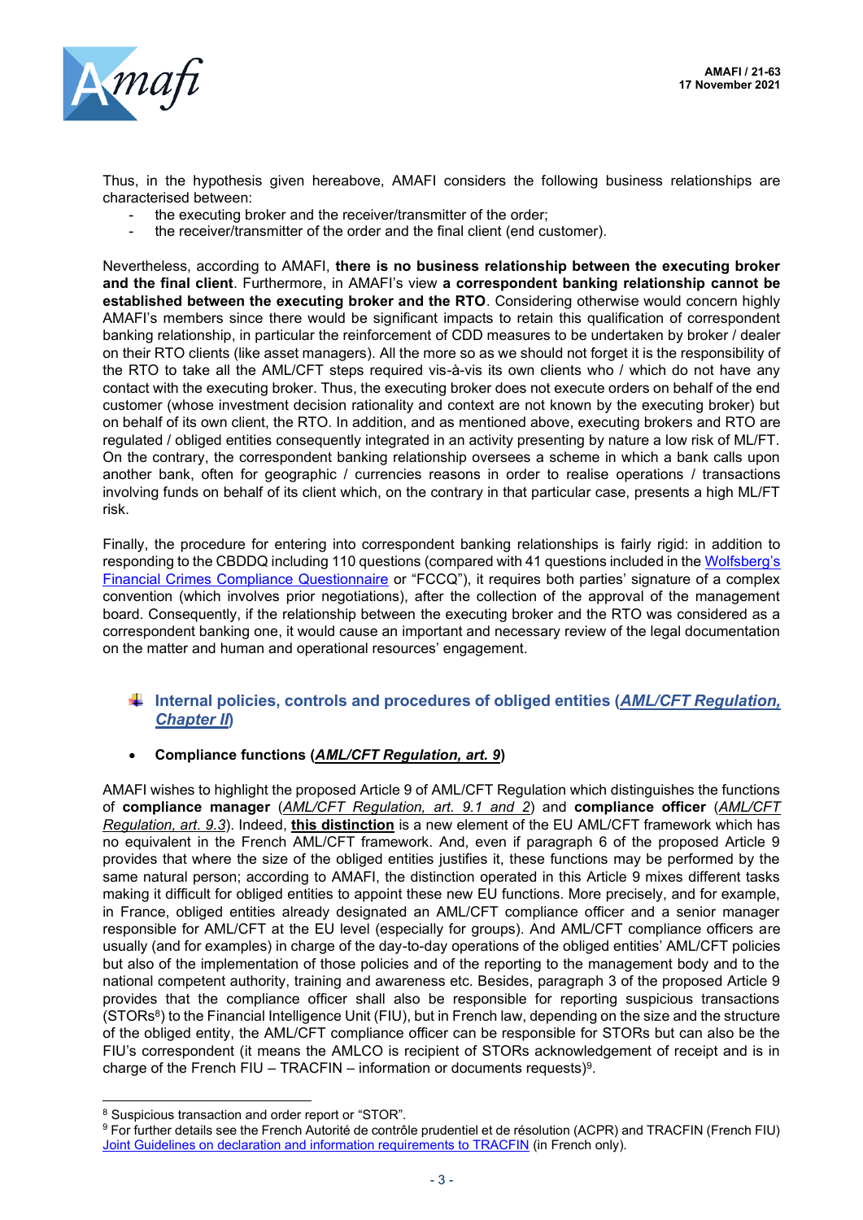Thus, in the hypothesis given hereabove, AMAFI considers the following business relationships are characterised between:

- the executing broker and the receiver/transmitter of the order;
- the receiver/transmitter of the order and the final client (end customer).

Nevertheless, according to AMAFI, **there is no business relationship between the executing broker and the final client**. Furthermore, in AMAFI's view **a correspondent banking relationship cannot be established between the executing broker and the RTO**. Considering otherwise would concern highly AMAFI's members since there would be significant impacts to retain this qualification of correspondent banking relationship, in particular the reinforcement of CDD measures to be undertaken by broker / dealer on their RTO clients (like asset managers). All the more so as we should not forget it is the responsibility of the RTO to take all the AML/CFT steps required vis-à-vis its own clients who / which do not have any contact with the executing broker. Thus, the executing broker does not execute orders on behalf of the end customer (whose investment decision rationality and context are not known by the executing broker) but on behalf of its own client, the RTO. In addition, and as mentioned above, executing brokers and RTO are regulated / obliged entities consequently integrated in an activity presenting by nature a low risk of ML/FT. On the contrary, the correspondent banking relationship oversees a scheme in which a bank calls upon another bank, often for geographic / currencies reasons in order to realise operations / transactions involving funds on behalf of its client which, on the contrary in that particular case, presents a high ML/FT risk.

Finally, the procedure for entering into correspondent banking relationships is fairly rigid: in addition to responding to the CBDDQ including 110 questions (compared with 41 questions included in the Wolfsberg's Financial Crimes Compliance Questionnaire or "FCCQ"), it requires both parties' signature of a complex convention (which involves prior negotiations), after the collection of the approval of the management board. Consequently, if the relationship between the executing broker and the RTO was considered as a correspondent banking one, it would cause an important and necessary review of the legal documentation on the matter and human and operational resources' engagement.

### Internal policies, controls and procedures of obliged entities (*AML/CFT Regulation, Chapter II*)

- **Compliance functions (*AML/CFT Regulation, art. 9*)**

AMAFI wishes to highlight the proposed Article 9 of AML/CFT Regulation which distinguishes the functions of **compliance manager** (*AML/CFT Regulation, art. 9.1 and 2*) and **compliance officer** (*AML/CFT Regulation, art. 9.3*). Indeed, **this distinction** is a new element of the EU AML/CFT framework which has no equivalent in the French AML/CFT framework. And, even if paragraph 6 of the proposed Article 9 provides that where the size of the obliged entities justifies it, these functions may be performed by the same natural person; according to AMAFI, the distinction operated in this Article 9 mixes different tasks making it difficult for obliged entities to appoint these new EU functions. More precisely, and for example, in France, obliged entities already designated an AML/CFT compliance officer and a senior manager responsible for AML/CFT at the EU level (especially for groups). And AML/CFT compliance officers are usually (and for examples) in charge of the day-to-day operations of the obliged entities' AML/CFT policies but also of the implementation of those policies and of the reporting to the management body and to the national competent authority, training and awareness etc. Besides, paragraph 3 of the proposed Article 9 provides that the compliance officer shall also be responsible for reporting suspicious transactions (STORs[8]) to the Financial Intelligence Unit (FIU), but in French law, depending on the size and the structure of the obliged entity, the AML/CFT compliance officer can be responsible for STORs but can also be the FIU's correspondent (it means the AMLCO is recipient of STORs acknowledgement of receipt and is in charge of the French FIU – TRACFIN – information or documents requests)[9].

---

[8] Suspicious transaction and order report or "STOR".

[9] For further details see the French Autorité de contrôle prudentiel et de résolution (ACPR) and TRACFIN (French FIU) Joint Guidelines on declaration and information requirements to TRACFIN (in French only).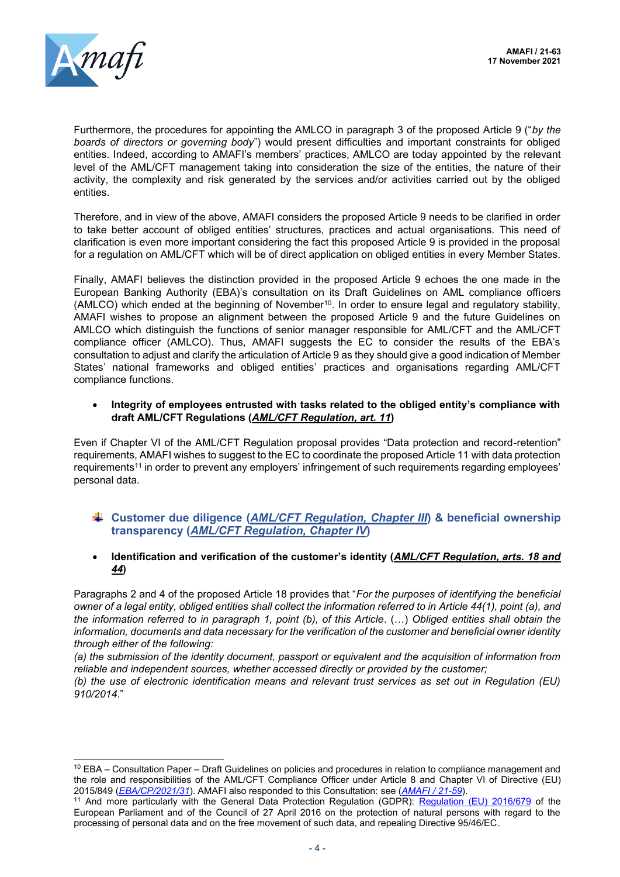Furthermore, the procedures for appointing the AMLCO in paragraph 3 of the proposed Article 9 ("*by the boards of directors or governing body*") would present difficulties and important constraints for obliged entities. Indeed, according to AMAFI's members' practices, AMLCO are today appointed by the relevant level of the AML/CFT management taking into consideration the size of the entities, the nature of their activity, the complexity and risk generated by the services and/or activities carried out by the obliged entities.

Therefore, and in view of the above, AMAFI considers the proposed Article 9 needs to be clarified in order to take better account of obliged entities' structures, practices and actual organisations. This need of clarification is even more important considering the fact this proposed Article 9 is provided in the proposal for a regulation on AML/CFT which will be of direct application on obliged entities in every Member States.

Finally, AMAFI believes the distinction provided in the proposed Article 9 echoes the one made in the European Banking Authority (EBA)'s consultation on its Draft Guidelines on AML compliance officers (AMLCO) which ended at the beginning of November[10]. In order to ensure legal and regulatory stability, AMAFI wishes to propose an alignment between the proposed Article 9 and the future Guidelines on AMLCO which distinguish the functions of senior manager responsible for AML/CFT and the AML/CFT compliance officer (AMLCO). Thus, AMAFI suggests the EC to consider the results of the EBA's consultation to adjust and clarify the articulation of Article 9 as they should give a good indication of Member States' national frameworks and obliged entities' practices and organisations regarding AML/CFT compliance functions.

- **Integrity of employees entrusted with tasks related to the obliged entity's compliance with draft AML/CFT Regulations (*AML/CFT Regulation, art. 11*)**

Even if Chapter VI of the AML/CFT Regulation proposal provides "Data protection and record-retention" requirements, AMAFI wishes to suggest to the EC to coordinate the proposed Article 11 with data protection requirements[11] in order to prevent any employers' infringement of such requirements regarding employees' personal data.

## Customer due diligence (*AML/CFT Regulation, Chapter III*) & beneficial ownership transparency (*AML/CFT Regulation, Chapter IV*)

- **Identification and verification of the customer's identity (*AML/CFT Regulation, arts. 18 and 44*)**

Paragraphs 2 and 4 of the proposed Article 18 provides that "*For the purposes of identifying the beneficial owner of a legal entity, obliged entities shall collect the information referred to in Article 44(1), point (a), and the information referred to in paragraph 1, point (b), of this Article*. (…) *Obliged entities shall obtain the information, documents and data necessary for the verification of the customer and beneficial owner identity through either of the following:*
*(a) the submission of the identity document, passport or equivalent and the acquisition of information from reliable and independent sources, whether accessed directly or provided by the customer;*
*(b) the use of electronic identification means and relevant trust services as set out in Regulation (EU) 910/2014*."

---

[10] EBA – Consultation Paper – Draft Guidelines on policies and procedures in relation to compliance management and the role and responsibilities of the AML/CFT Compliance Officer under Article 8 and Chapter VI of Directive (EU) 2015/849 (*EBA/CP/2021/31*). AMAFI also responded to this Consultation: see (*AMAFI / 21-59*).

[11] And more particularly with the General Data Protection Regulation (GDPR): Regulation (EU) 2016/679 of the European Parliament and of the Council of 27 April 2016 on the protection of natural persons with regard to the processing of personal data and on the free movement of such data, and repealing Directive 95/46/EC.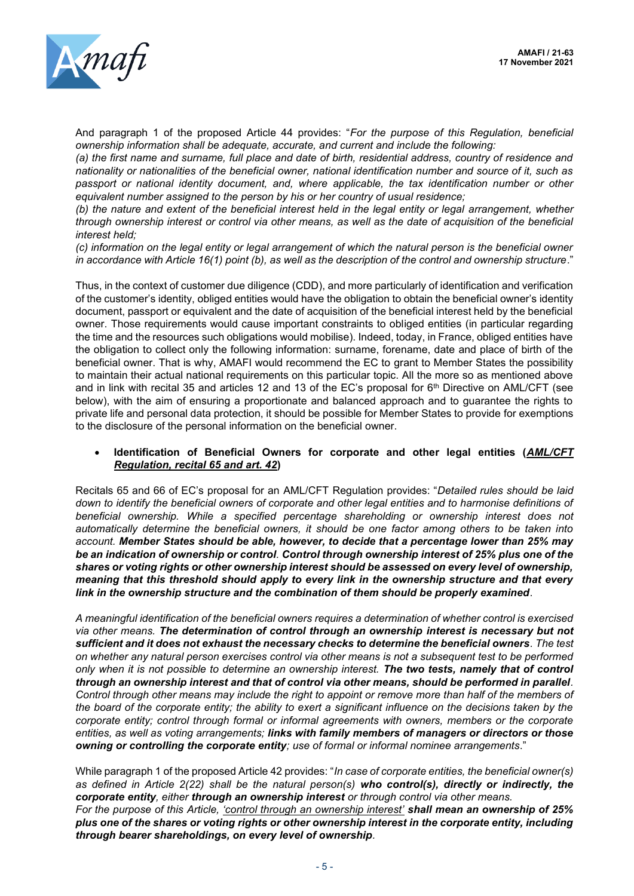And paragraph 1 of the proposed Article 44 provides: "*For the purpose of this Regulation, beneficial ownership information shall be adequate, accurate, and current and include the following:*

*(a) the first name and surname, full place and date of birth, residential address, country of residence and nationality or nationalities of the beneficial owner, national identification number and source of it, such as passport or national identity document, and, where applicable, the tax identification number or other equivalent number assigned to the person by his or her country of usual residence;*

*(b) the nature and extent of the beneficial interest held in the legal entity or legal arrangement, whether through ownership interest or control via other means, as well as the date of acquisition of the beneficial interest held;*

*(c) information on the legal entity or legal arrangement of which the natural person is the beneficial owner in accordance with Article 16(1) point (b), as well as the description of the control and ownership structure*."

Thus, in the context of customer due diligence (CDD), and more particularly of identification and verification of the customer's identity, obliged entities would have the obligation to obtain the beneficial owner's identity document, passport or equivalent and the date of acquisition of the beneficial interest held by the beneficial owner. Those requirements would cause important constraints to obliged entities (in particular regarding the time and the resources such obligations would mobilise). Indeed, today, in France, obliged entities have the obligation to collect only the following information: surname, forename, date and place of birth of the beneficial owner. That is why, AMAFI would recommend the EC to grant to Member States the possibility to maintain their actual national requirements on this particular topic. All the more so as mentioned above and in link with recital 35 and articles 12 and 13 of the EC's proposal for 6th Directive on AML/CFT (see below), with the aim of ensuring a proportionate and balanced approach and to guarantee the rights to private life and personal data protection, it should be possible for Member States to provide for exemptions to the disclosure of the personal information on the beneficial owner.

- **Identification of Beneficial Owners for corporate and other legal entities (*AML/CFT Regulation, recital 65 and art. 42*)**

Recitals 65 and 66 of EC's proposal for an AML/CFT Regulation provides: "*Detailed rules should be laid down to identify the beneficial owners of corporate and other legal entities and to harmonise definitions of beneficial ownership. While a specified percentage shareholding or ownership interest does not automatically determine the beneficial owners, it should be one factor among others to be taken into account.* ***Member States should be able, however, to decide that a percentage lower than 25% may be an indication of ownership or control****.* ***Control through ownership interest of 25% plus one of the shares or voting rights or other ownership interest should be assessed on every level of ownership, meaning that this threshold should apply to every link in the ownership structure and that every link in the ownership structure and the combination of them should be properly examined***.

*A meaningful identification of the beneficial owners requires a determination of whether control is exercised via other means.* ***The determination of control through an ownership interest is necessary but not sufficient and it does not exhaust the necessary checks to determine the beneficial owners****. The test on whether any natural person exercises control via other means is not a subsequent test to be performed only when it is not possible to determine an ownership interest.* ***The two tests, namely that of control through an ownership interest and that of control via other means, should be performed in parallel****. Control through other means may include the right to appoint or remove more than half of the members of the board of the corporate entity; the ability to exert a significant influence on the decisions taken by the corporate entity; control through formal or informal agreements with owners, members or the corporate entities, as well as voting arrangements;* ***links with family members of managers or directors or those owning or controlling the corporate entity****; use of formal or informal nominee arrangements*."

While paragraph 1 of the proposed Article 42 provides: "*In case of corporate entities, the beneficial owner(s) as defined in Article 2(22) shall be the natural person(s)* ***who control(s), directly or indirectly, the corporate entity****, either* ***through an ownership interest*** *or through control via other means.*

*For the purpose of this Article, 'control through an ownership interest'* ***shall mean an ownership of 25% plus one of the shares or voting rights or other ownership interest in the corporate entity, including through bearer shareholdings, on every level of ownership****.*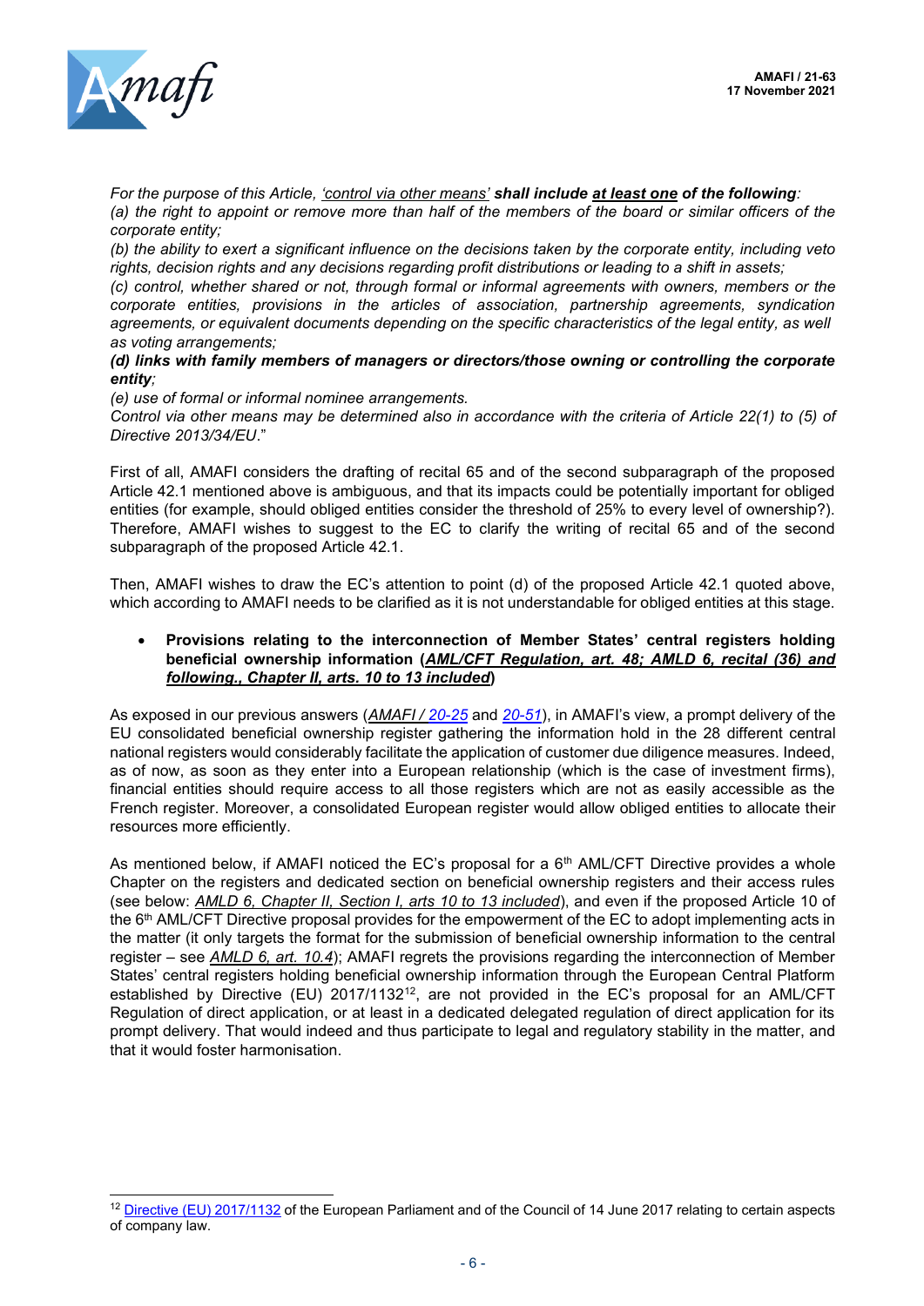*For the purpose of this Article, 'control via other means'* ***shall include at least one of the following****:*
*(a) the right to appoint or remove more than half of the members of the board or similar officers of the corporate entity;*
*(b) the ability to exert a significant influence on the decisions taken by the corporate entity, including veto rights, decision rights and any decisions regarding profit distributions or leading to a shift in assets;*
*(c) control, whether shared or not, through formal or informal agreements with owners, members or the corporate entities, provisions in the articles of association, partnership agreements, syndication agreements, or equivalent documents depending on the specific characteristics of the legal entity, as well as voting arrangements;*
***(d) links with family members of managers or directors/those owning or controlling the corporate entity****;*
*(e) use of formal or informal nominee arrangements.*
*Control via other means may be determined also in accordance with the criteria of Article 22(1) to (5) of Directive 2013/34/EU*."

First of all, AMAFI considers the drafting of recital 65 and of the second subparagraph of the proposed Article 42.1 mentioned above is ambiguous, and that its impacts could be potentially important for obliged entities (for example, should obliged entities consider the threshold of 25% to every level of ownership?). Therefore, AMAFI wishes to suggest to the EC to clarify the writing of recital 65 and of the second subparagraph of the proposed Article 42.1.

Then, AMAFI wishes to draw the EC's attention to point (d) of the proposed Article 42.1 quoted above, which according to AMAFI needs to be clarified as it is not understandable for obliged entities at this stage.

- **Provisions relating to the interconnection of Member States' central registers holding beneficial ownership information (*AML/CFT Regulation, art. 48; AMLD 6, recital (36) and following., Chapter II, arts. 10 to 13 included*)**

As exposed in our previous answers (*AMAFI / 20-25* and *20-51*), in AMAFI's view, a prompt delivery of the EU consolidated beneficial ownership register gathering the information hold in the 28 different central national registers would considerably facilitate the application of customer due diligence measures. Indeed, as of now, as soon as they enter into a European relationship (which is the case of investment firms), financial entities should require access to all those registers which are not as easily accessible as the French register. Moreover, a consolidated European register would allow obliged entities to allocate their resources more efficiently.

As mentioned below, if AMAFI noticed the EC's proposal for a 6th AML/CFT Directive provides a whole Chapter on the registers and dedicated section on beneficial ownership registers and their access rules (see below: *AMLD 6, Chapter II, Section I, arts 10 to 13 included*), and even if the proposed Article 10 of the 6th AML/CFT Directive proposal provides for the empowerment of the EC to adopt implementing acts in the matter (it only targets the format for the submission of beneficial ownership information to the central register – see *AMLD 6, art. 10.4*); AMAFI regrets the provisions regarding the interconnection of Member States' central registers holding beneficial ownership information through the European Central Platform established by Directive (EU) 2017/1132[12], are not provided in the EC's proposal for an AML/CFT Regulation of direct application, or at least in a dedicated delegated regulation of direct application for its prompt delivery. That would indeed and thus participate to legal and regulatory stability in the matter, and that it would foster harmonisation.

[12] Directive (EU) 2017/1132 of the European Parliament and of the Council of 14 June 2017 relating to certain aspects of company law.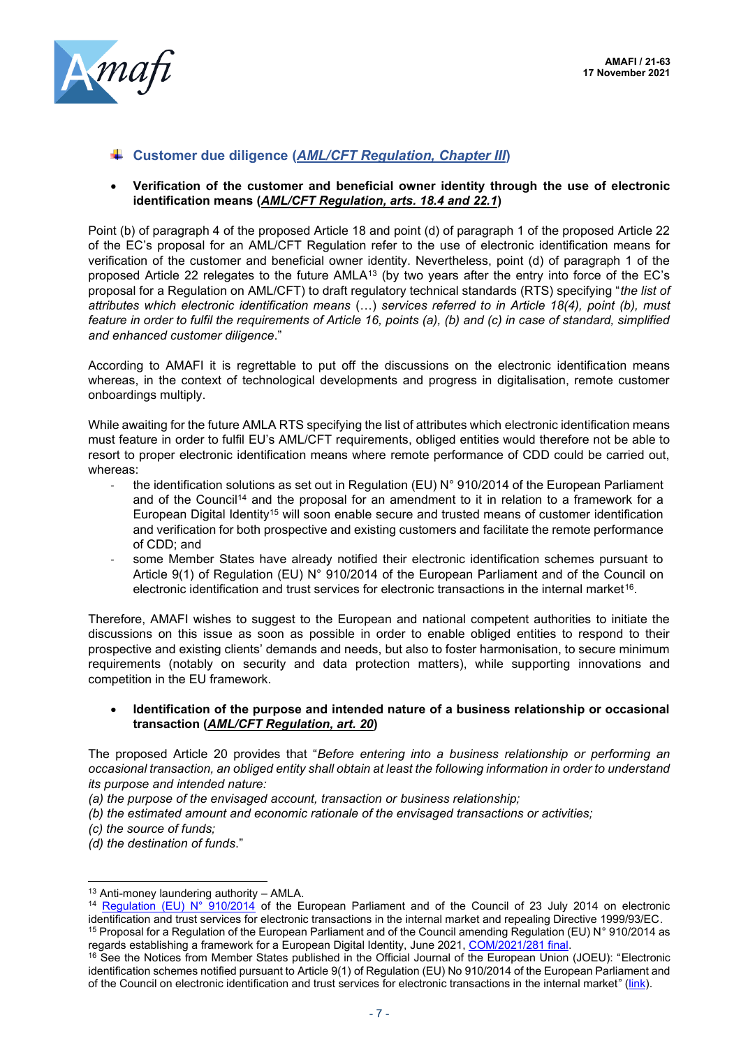## Customer due diligence (*AML/CFT Regulation, Chapter III*)

- **Verification of the customer and beneficial owner identity through the use of electronic identification means (*AML/CFT Regulation, arts. 18.4 and 22.1*)**

Point (b) of paragraph 4 of the proposed Article 18 and point (d) of paragraph 1 of the proposed Article 22 of the EC's proposal for an AML/CFT Regulation refer to the use of electronic identification means for verification of the customer and beneficial owner identity. Nevertheless, point (d) of paragraph 1 of the proposed Article 22 relegates to the future AMLA[13] (by two years after the entry into force of the EC's proposal for a Regulation on AML/CFT) to draft regulatory technical standards (RTS) specifying "*the list of attributes which electronic identification means* (…) *services referred to in Article 18(4), point (b), must feature in order to fulfil the requirements of Article 16, points (a), (b) and (c) in case of standard, simplified and enhanced customer diligence*."

According to AMAFI it is regrettable to put off the discussions on the electronic identification means whereas, in the context of technological developments and progress in digitalisation, remote customer onboardings multiply.

While awaiting for the future AMLA RTS specifying the list of attributes which electronic identification means must feature in order to fulfil EU's AML/CFT requirements, obliged entities would therefore not be able to resort to proper electronic identification means where remote performance of CDD could be carried out, whereas:

- the identification solutions as set out in Regulation (EU) N° 910/2014 of the European Parliament and of the Council[14] and the proposal for an amendment to it in relation to a framework for a European Digital Identity[15] will soon enable secure and trusted means of customer identification and verification for both prospective and existing customers and facilitate the remote performance of CDD; and
- some Member States have already notified their electronic identification schemes pursuant to Article 9(1) of Regulation (EU) N° 910/2014 of the European Parliament and of the Council on electronic identification and trust services for electronic transactions in the internal market[16].

Therefore, AMAFI wishes to suggest to the European and national competent authorities to initiate the discussions on this issue as soon as possible in order to enable obliged entities to respond to their prospective and existing clients' demands and needs, but also to foster harmonisation, to secure minimum requirements (notably on security and data protection matters), while supporting innovations and competition in the EU framework.

- **Identification of the purpose and intended nature of a business relationship or occasional transaction (*AML/CFT Regulation, art. 20*)**

The proposed Article 20 provides that "*Before entering into a business relationship or performing an occasional transaction, an obliged entity shall obtain at least the following information in order to understand its purpose and intended nature:*
*(a) the purpose of the envisaged account, transaction or business relationship;*
*(b) the estimated amount and economic rationale of the envisaged transactions or activities;*
*(c) the source of funds;*
*(d) the destination of funds*."

---

[13] Anti-money laundering authority – AMLA.

[14] Regulation (EU) N° 910/2014 of the European Parliament and of the Council of 23 July 2014 on electronic identification and trust services for electronic transactions in the internal market and repealing Directive 1999/93/EC.

[15] Proposal for a Regulation of the European Parliament and of the Council amending Regulation (EU) N° 910/2014 as regards establishing a framework for a European Digital Identity, June 2021, COM/2021/281 final.

[16] See the Notices from Member States published in the Official Journal of the European Union (JOEU): "Electronic identification schemes notified pursuant to Article 9(1) of Regulation (EU) No 910/2014 of the European Parliament and of the Council on electronic identification and trust services for electronic transactions in the internal market" (link).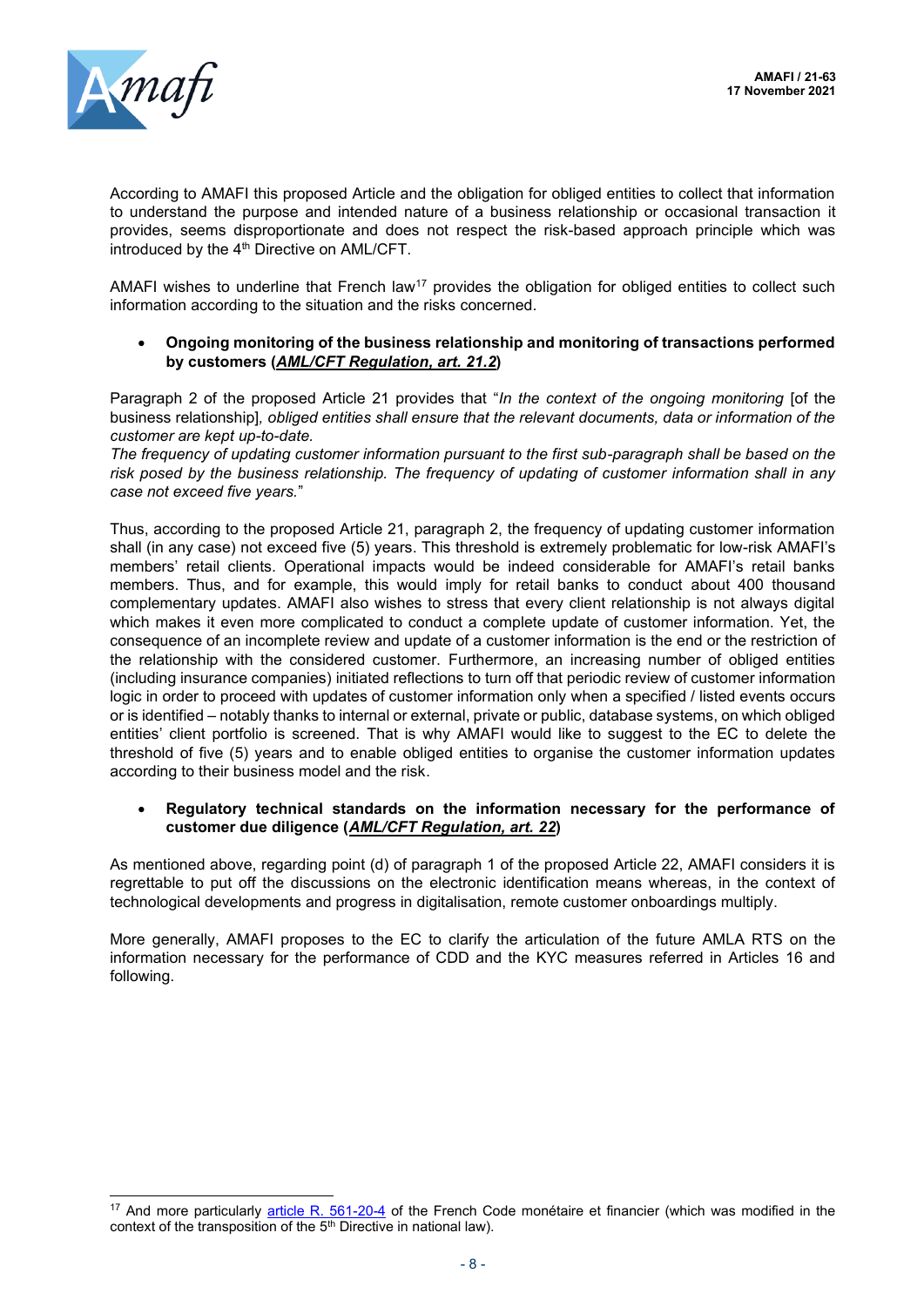According to AMAFI this proposed Article and the obligation for obliged entities to collect that information to understand the purpose and intended nature of a business relationship or occasional transaction it provides, seems disproportionate and does not respect the risk-based approach principle which was introduced by the 4th Directive on AML/CFT.

AMAFI wishes to underline that French law[17] provides the obligation for obliged entities to collect such information according to the situation and the risks concerned.

- **Ongoing monitoring of the business relationship and monitoring of transactions performed by customers (*AML/CFT Regulation, art. 21.2*)**

Paragraph 2 of the proposed Article 21 provides that "*In the context of the ongoing monitoring* [of the business relationship]*, obliged entities shall ensure that the relevant documents, data or information of the customer are kept up-to-date.*
*The frequency of updating customer information pursuant to the first sub-paragraph shall be based on the risk posed by the business relationship. The frequency of updating of customer information shall in any case not exceed five years.*"

Thus, according to the proposed Article 21, paragraph 2, the frequency of updating customer information shall (in any case) not exceed five (5) years. This threshold is extremely problematic for low-risk AMAFI's members' retail clients. Operational impacts would be indeed considerable for AMAFI's retail banks members. Thus, and for example, this would imply for retail banks to conduct about 400 thousand complementary updates. AMAFI also wishes to stress that every client relationship is not always digital which makes it even more complicated to conduct a complete update of customer information. Yet, the consequence of an incomplete review and update of a customer information is the end or the restriction of the relationship with the considered customer. Furthermore, an increasing number of obliged entities (including insurance companies) initiated reflections to turn off that periodic review of customer information logic in order to proceed with updates of customer information only when a specified / listed events occurs or is identified – notably thanks to internal or external, private or public, database systems, on which obliged entities' client portfolio is screened. That is why AMAFI would like to suggest to the EC to delete the threshold of five (5) years and to enable obliged entities to organise the customer information updates according to their business model and the risk.

- **Regulatory technical standards on the information necessary for the performance of customer due diligence (*AML/CFT Regulation, art. 22*)**

As mentioned above, regarding point (d) of paragraph 1 of the proposed Article 22, AMAFI considers it is regrettable to put off the discussions on the electronic identification means whereas, in the context of technological developments and progress in digitalisation, remote customer onboardings multiply.

More generally, AMAFI proposes to the EC to clarify the articulation of the future AMLA RTS on the information necessary for the performance of CDD and the KYC measures referred in Articles 16 and following.

---

[17] And more particularly article R. 561-20-4 of the French Code monétaire et financier (which was modified in the context of the transposition of the 5th Directive in national law).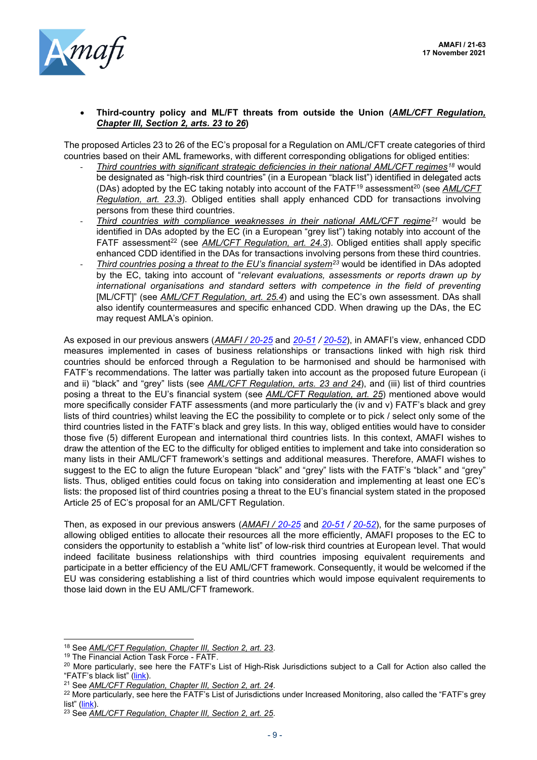- **Third-country policy and ML/FT threats from outside the Union (*AML/CFT Regulation, Chapter III, Section 2, arts. 23 to 26*)**

The proposed Articles 23 to 26 of the EC's proposal for a Regulation on AML/CFT create categories of third countries based on their AML frameworks, with different corresponding obligations for obliged entities:

- *Third countries with significant strategic deficiencies in their national AML/CFT regimes*[18] would be designated as "high-risk third countries" (in a European "black list") identified in delegated acts (DAs) adopted by the EC taking notably into account of the FATF[19] assessment[20] (see *AML/CFT Regulation, art. 23.3*). Obliged entities shall apply enhanced CDD for transactions involving persons from these third countries.
- *Third countries with compliance weaknesses in their national AML/CFT regime*[21] would be identified in DAs adopted by the EC (in a European "grey list") taking notably into account of the FATF assessment[22] (see *AML/CFT Regulation, art. 24.3*). Obliged entities shall apply specific enhanced CDD identified in the DAs for transactions involving persons from these third countries.
- *Third countries posing a threat to the EU's financial system*[23] would be identified in DAs adopted by the EC, taking into account of "*relevant evaluations, assessments or reports drawn up by international organisations and standard setters with competence in the field of preventing* [ML/CFT]" (see *AML/CFT Regulation, art. 25.4*) and using the EC's own assessment. DAs shall also identify countermeasures and specific enhanced CDD. When drawing up the DAs, the EC may request AMLA's opinion.

As exposed in our previous answers (*AMAFI / 20-25* and *20-51 / 20-52*), in AMAFI's view, enhanced CDD measures implemented in cases of business relationships or transactions linked with high risk third countries should be enforced through a Regulation to be harmonised and should be harmonised with FATF's recommendations. The latter was partially taken into account as the proposed future European (i and ii) "black" and "grey" lists (see *AML/CFT Regulation, arts. 23 and 24*), and (iii) list of third countries posing a threat to the EU's financial system (see *AML/CFT Regulation, art. 25*) mentioned above would more specifically consider FATF assessments (and more particularly the (iv and v) FATF's black and grey lists of third countries) whilst leaving the EC the possibility to complete or to pick / select only some of the third countries listed in the FATF's black and grey lists. In this way, obliged entities would have to consider those five (5) different European and international third countries lists. In this context, AMAFI wishes to draw the attention of the EC to the difficulty for obliged entities to implement and take into consideration so many lists in their AML/CFT framework's settings and additional measures. Therefore, AMAFI wishes to suggest to the EC to align the future European "black" and "grey" lists with the FATF's "black" and "grey" lists. Thus, obliged entities could focus on taking into consideration and implementing at least one EC's lists: the proposed list of third countries posing a threat to the EU's financial system stated in the proposed Article 25 of EC's proposal for an AML/CFT Regulation.

Then, as exposed in our previous answers (*AMAFI / 20-25* and *20-51 / 20-52*), for the same purposes of allowing obliged entities to allocate their resources all the more efficiently, AMAFI proposes to the EC to considers the opportunity to establish a "white list" of low-risk third countries at European level. That would indeed facilitate business relationships with third countries imposing equivalent requirements and participate in a better efficiency of the EU AML/CFT framework. Consequently, it would be welcomed if the EU was considering establishing a list of third countries which would impose equivalent requirements to those laid down in the EU AML/CFT framework.

---

[18] See *AML/CFT Regulation, Chapter III, Section 2, art. 23*.

[19] The Financial Action Task Force - FATF.

[20] More particularly, see here the FATF's List of High-Risk Jurisdictions subject to a Call for Action also called the "FATF's black list" (link).

[21] See *AML/CFT Regulation, Chapter III, Section 2, art. 24*.

[22] More particularly, see here the FATF's List of Jurisdictions under Increased Monitoring, also called the "FATF's grey list" (link).

[23] See *AML/CFT Regulation, Chapter III, Section 2, art. 25*.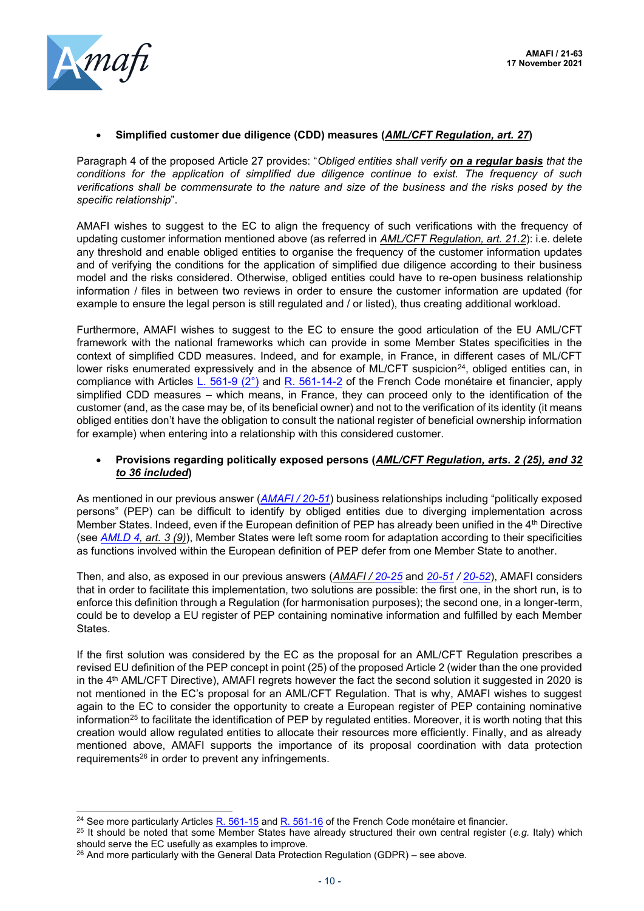- **Simplified customer due diligence (CDD) measures (*AML/CFT Regulation, art. 27*)**

Paragraph 4 of the proposed Article 27 provides: "*Obliged entities shall verify **on a regular basis** that the conditions for the application of simplified due diligence continue to exist. The frequency of such verifications shall be commensurate to the nature and size of the business and the risks posed by the specific relationship*".

AMAFI wishes to suggest to the EC to align the frequency of such verifications with the frequency of updating customer information mentioned above (as referred in *AML/CFT Regulation, art. 21.2*): i.e. delete any threshold and enable obliged entities to organise the frequency of the customer information updates and of verifying the conditions for the application of simplified due diligence according to their business model and the risks considered. Otherwise, obliged entities could have to re-open business relationship information / files in between two reviews in order to ensure the customer information are updated (for example to ensure the legal person is still regulated and / or listed), thus creating additional workload.

Furthermore, AMAFI wishes to suggest to the EC to ensure the good articulation of the EU AML/CFT framework with the national frameworks which can provide in some Member States specificities in the context of simplified CDD measures. Indeed, and for example, in France, in different cases of ML/CFT lower risks enumerated expressively and in the absence of ML/CFT suspicion[24], obliged entities can, in compliance with Articles L. 561-9 (2°) and R. 561-14-2 of the French Code monétaire et financier, apply simplified CDD measures – which means, in France, they can proceed only to the identification of the customer (and, as the case may be, of its beneficial owner) and not to the verification of its identity (it means obliged entities don't have the obligation to consult the national register of beneficial ownership information for example) when entering into a relationship with this considered customer.

- **Provisions regarding politically exposed persons (*AML/CFT Regulation, arts. 2 (25), and 32 to 36 included*)**

As mentioned in our previous answer (*AMAFI / 20-51*) business relationships including "politically exposed persons" (PEP) can be difficult to identify by obliged entities due to diverging implementation across Member States. Indeed, even if the European definition of PEP has already been unified in the 4th Directive (see *AMLD 4, art. 3 (9)*), Member States were left some room for adaptation according to their specificities as functions involved within the European definition of PEP defer from one Member State to another.

Then, and also, as exposed in our previous answers (*AMAFI / 20-25* and *20-51 / 20-52*), AMAFI considers that in order to facilitate this implementation, two solutions are possible: the first one, in the short run, is to enforce this definition through a Regulation (for harmonisation purposes); the second one, in a longer-term, could be to develop a EU register of PEP containing nominative information and fulfilled by each Member States.

If the first solution was considered by the EC as the proposal for an AML/CFT Regulation prescribes a revised EU definition of the PEP concept in point (25) of the proposed Article 2 (wider than the one provided in the 4th AML/CFT Directive), AMAFI regrets however the fact the second solution it suggested in 2020 is not mentioned in the EC's proposal for an AML/CFT Regulation. That is why, AMAFI wishes to suggest again to the EC to consider the opportunity to create a European register of PEP containing nominative information[25] to facilitate the identification of PEP by regulated entities. Moreover, it is worth noting that this creation would allow regulated entities to allocate their resources more efficiently. Finally, and as already mentioned above, AMAFI supports the importance of its proposal coordination with data protection requirements[26] in order to prevent any infringements.

---

[24] See more particularly Articles R. 561-15 and R. 561-16 of the French Code monétaire et financier.

[25] It should be noted that some Member States have already structured their own central register (*e.g.* Italy) which should serve the EC usefully as examples to improve.

[26] And more particularly with the General Data Protection Regulation (GDPR) – see above.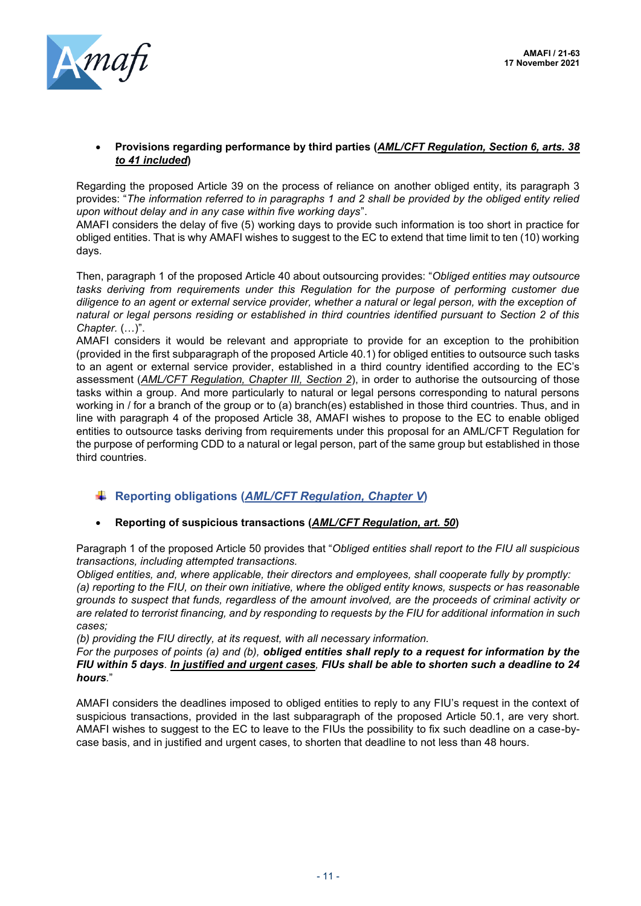- **Provisions regarding performance by third parties (*AML/CFT Regulation, Section 6, arts. 38 to 41 included*)**

Regarding the proposed Article 39 on the process of reliance on another obliged entity, its paragraph 3 provides: "*The information referred to in paragraphs 1 and 2 shall be provided by the obliged entity relied upon without delay and in any case within five working days*".
AMAFI considers the delay of five (5) working days to provide such information is too short in practice for obliged entities. That is why AMAFI wishes to suggest to the EC to extend that time limit to ten (10) working days.

Then, paragraph 1 of the proposed Article 40 about outsourcing provides: "*Obliged entities may outsource tasks deriving from requirements under this Regulation for the purpose of performing customer due diligence to an agent or external service provider, whether a natural or legal person, with the exception of natural or legal persons residing or established in third countries identified pursuant to Section 2 of this Chapter.* (…)".
AMAFI considers it would be relevant and appropriate to provide for an exception to the prohibition (provided in the first subparagraph of the proposed Article 40.1) for obliged entities to outsource such tasks to an agent or external service provider, established in a third country identified according to the EC's assessment (*AML/CFT Regulation, Chapter III, Section 2*), in order to authorise the outsourcing of those tasks within a group. And more particularly to natural or legal persons corresponding to natural persons working in / for a branch of the group or to (a) branch(es) established in those third countries. Thus, and in line with paragraph 4 of the proposed Article 38, AMAFI wishes to propose to the EC to enable obliged entities to outsource tasks deriving from requirements under this proposal for an AML/CFT Regulation for the purpose of performing CDD to a natural or legal person, part of the same group but established in those third countries.

## Reporting obligations (*AML/CFT Regulation, Chapter V*)

- **Reporting of suspicious transactions (*AML/CFT Regulation, art. 50*)**

Paragraph 1 of the proposed Article 50 provides that "*Obliged entities shall report to the FIU all suspicious transactions, including attempted transactions.*
*Obliged entities, and, where applicable, their directors and employees, shall cooperate fully by promptly:*
*(a) reporting to the FIU, on their own initiative, where the obliged entity knows, suspects or has reasonable grounds to suspect that funds, regardless of the amount involved, are the proceeds of criminal activity or are related to terrorist financing, and by responding to requests by the FIU for additional information in such cases;*
*(b) providing the FIU directly, at its request, with all necessary information.*
*For the purposes of points (a) and (b),* ***obliged entities shall reply to a request for information by the FIU within 5 days****.* ***In justified and urgent cases, FIUs shall be able to shorten such a deadline to 24 hours****.*"

AMAFI considers the deadlines imposed to obliged entities to reply to any FIU's request in the context of suspicious transactions, provided in the last subparagraph of the proposed Article 50.1, are very short. AMAFI wishes to suggest to the EC to leave to the FIUs the possibility to fix such deadline on a case-by-case basis, and in justified and urgent cases, to shorten that deadline to not less than 48 hours.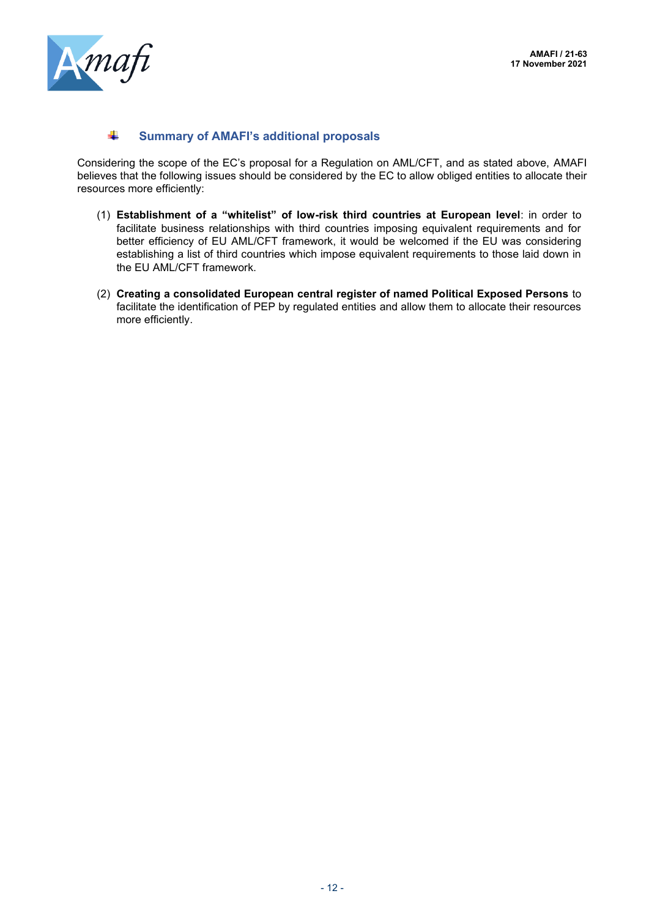## Summary of AMAFI's additional proposals

Considering the scope of the EC's proposal for a Regulation on AML/CFT, and as stated above, AMAFI believes that the following issues should be considered by the EC to allow obliged entities to allocate their resources more efficiently:

(1) **Establishment of a "whitelist" of low-risk third countries at European level**: in order to facilitate business relationships with third countries imposing equivalent requirements and for better efficiency of EU AML/CFT framework, it would be welcomed if the EU was considering establishing a list of third countries which impose equivalent requirements to those laid down in the EU AML/CFT framework.

(2) **Creating a consolidated European central register of named Political Exposed Persons** to facilitate the identification of PEP by regulated entities and allow them to allocate their resources more efficiently.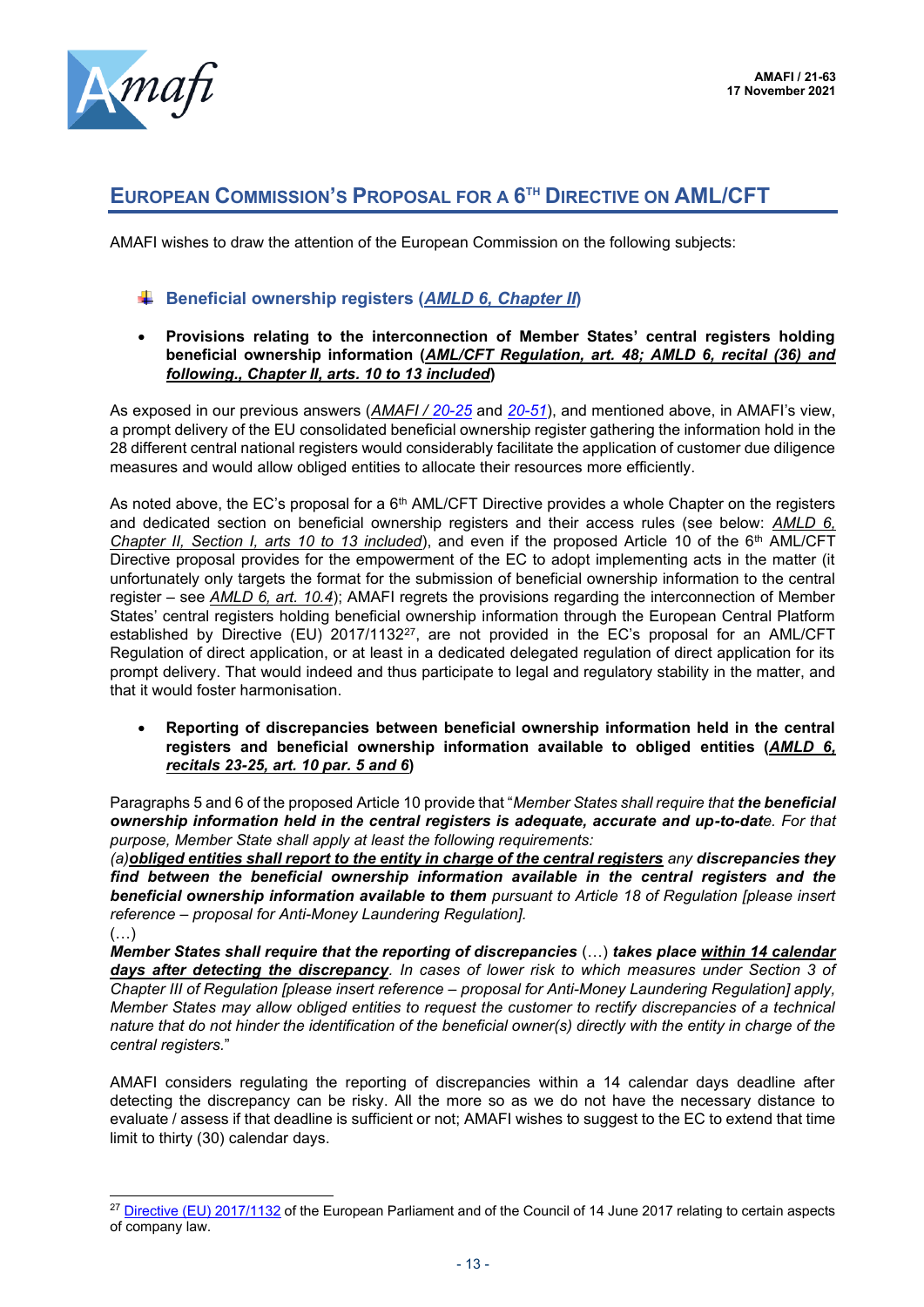## EUROPEAN COMMISSION'S PROPOSAL FOR A 6TH DIRECTIVE ON AML/CFT

AMAFI wishes to draw the attention of the European Commission on the following subjects:

### Beneficial ownership registers (*AMLD 6, Chapter II*)

- **Provisions relating to the interconnection of Member States' central registers holding beneficial ownership information (*AML/CFT Regulation, art. 48; AMLD 6, recital (36) and following., Chapter II, arts. 10 to 13 included*)**

As exposed in our previous answers (*AMAFI / 20-25* and *20-51*), and mentioned above, in AMAFI's view, a prompt delivery of the EU consolidated beneficial ownership register gathering the information hold in the 28 different central national registers would considerably facilitate the application of customer due diligence measures and would allow obliged entities to allocate their resources more efficiently.

As noted above, the EC's proposal for a 6th AML/CFT Directive provides a whole Chapter on the registers and dedicated section on beneficial ownership registers and their access rules (see below: *AMLD 6, Chapter II, Section I, arts 10 to 13 included*), and even if the proposed Article 10 of the 6th AML/CFT Directive proposal provides for the empowerment of the EC to adopt implementing acts in the matter (it unfortunately only targets the format for the submission of beneficial ownership information to the central register – see *AMLD 6, art. 10.4*); AMAFI regrets the provisions regarding the interconnection of Member States' central registers holding beneficial ownership information through the European Central Platform established by Directive (EU) 2017/1132[27], are not provided in the EC's proposal for an AML/CFT Regulation of direct application, or at least in a dedicated delegated regulation of direct application for its prompt delivery. That would indeed and thus participate to legal and regulatory stability in the matter, and that it would foster harmonisation.

- **Reporting of discrepancies between beneficial ownership information held in the central registers and beneficial ownership information available to obliged entities (*AMLD 6, recitals 23-25, art. 10 par. 5 and 6*)**

Paragraphs 5 and 6 of the proposed Article 10 provide that "*Member States shall require that **the beneficial ownership information held in the central registers is adequate, accurate and up-to-dat**e. For that purpose, Member State shall apply at least the following requirements:*
*(a)**obliged entities shall report to the entity in charge of the central registers** any **discrepancies they find between the beneficial ownership information available in the central registers and the beneficial ownership information available to them** pursuant to Article 18 of Regulation [please insert reference – proposal for Anti-Money Laundering Regulation].*
(…)
***Member States shall require that the reporting of discrepancies** (…) **takes place within 14 calendar days after detecting the discrepancy**. In cases of lower risk to which measures under Section 3 of Chapter III of Regulation [please insert reference – proposal for Anti-Money Laundering Regulation] apply, Member States may allow obliged entities to request the customer to rectify discrepancies of a technical nature that do not hinder the identification of the beneficial owner(s) directly with the entity in charge of the central registers.*"

AMAFI considers regulating the reporting of discrepancies within a 14 calendar days deadline after detecting the discrepancy can be risky. All the more so as we do not have the necessary distance to evaluate / assess if that deadline is sufficient or not; AMAFI wishes to suggest to the EC to extend that time limit to thirty (30) calendar days.

---

[27] Directive (EU) 2017/1132 of the European Parliament and of the Council of 14 June 2017 relating to certain aspects of company law.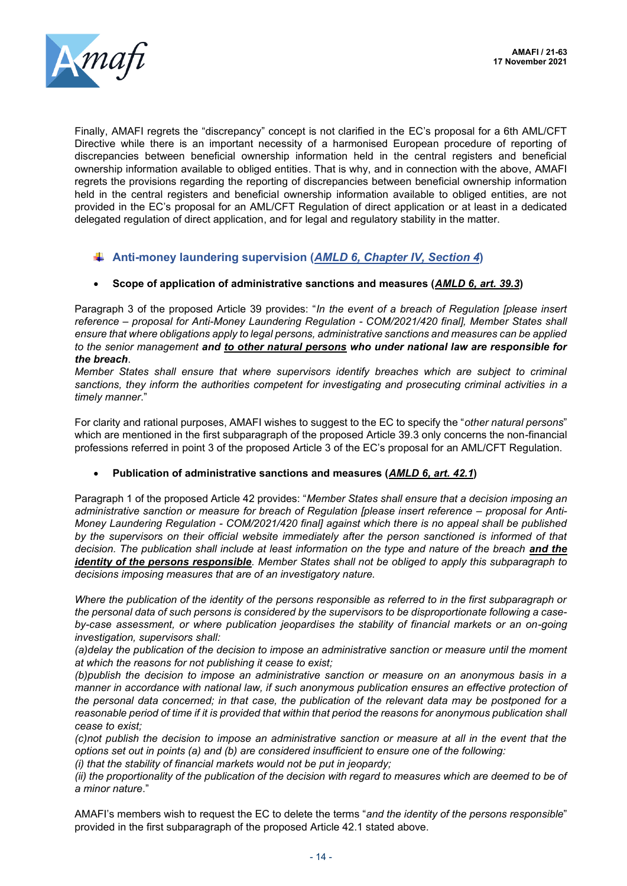Finally, AMAFI regrets the "discrepancy" concept is not clarified in the EC's proposal for a 6th AML/CFT Directive while there is an important necessity of a harmonised European procedure of reporting of discrepancies between beneficial ownership information held in the central registers and beneficial ownership information available to obliged entities. That is why, and in connection with the above, AMAFI regrets the provisions regarding the reporting of discrepancies between beneficial ownership information held in the central registers and beneficial ownership information available to obliged entities, are not provided in the EC's proposal for an AML/CFT Regulation of direct application or at least in a dedicated delegated regulation of direct application, and for legal and regulatory stability in the matter.

## Anti-money laundering supervision (*AMLD 6, Chapter IV, Section 4*)

- **Scope of application of administrative sanctions and measures (*AMLD 6, art. 39.3*)**

Paragraph 3 of the proposed Article 39 provides: "*In the event of a breach of Regulation [please insert reference – proposal for Anti-Money Laundering Regulation - COM/2021/420 final], Member States shall ensure that where obligations apply to legal persons, administrative sanctions and measures can be applied to the senior management* ***and <u>to other natural persons</u> who under national law are responsible for the breach****.*
*Member States shall ensure that where supervisors identify breaches which are subject to criminal sanctions, they inform the authorities competent for investigating and prosecuting criminal activities in a timely manner*."

For clarity and rational purposes, AMAFI wishes to suggest to the EC to specify the "*other natural persons*" which are mentioned in the first subparagraph of the proposed Article 39.3 only concerns the non-financial professions referred in point 3 of the proposed Article 3 of the EC's proposal for an AML/CFT Regulation.

- **Publication of administrative sanctions and measures (*AMLD 6, art. 42.1*)**

Paragraph 1 of the proposed Article 42 provides: "*Member States shall ensure that a decision imposing an administrative sanction or measure for breach of Regulation [please insert reference – proposal for Anti-Money Laundering Regulation - COM/2021/420 final] against which there is no appeal shall be published by the supervisors on their official website immediately after the person sanctioned is informed of that decision. The publication shall include at least information on the type and nature of the breach* ***<u>and the identity of the persons responsible</u>****. Member States shall not be obliged to apply this subparagraph to decisions imposing measures that are of an investigatory nature.*

*Where the publication of the identity of the persons responsible as referred to in the first subparagraph or the personal data of such persons is considered by the supervisors to be disproportionate following a case-by-case assessment, or where publication jeopardises the stability of financial markets or an on-going investigation, supervisors shall:*
*(a)delay the publication of the decision to impose an administrative sanction or measure until the moment at which the reasons for not publishing it cease to exist;*
*(b)publish the decision to impose an administrative sanction or measure on an anonymous basis in a manner in accordance with national law, if such anonymous publication ensures an effective protection of the personal data concerned; in that case, the publication of the relevant data may be postponed for a reasonable period of time if it is provided that within that period the reasons for anonymous publication shall cease to exist;*
*(c)not publish the decision to impose an administrative sanction or measure at all in the event that the options set out in points (a) and (b) are considered insufficient to ensure one of the following:*
*(i) that the stability of financial markets would not be put in jeopardy;*
*(ii) the proportionality of the publication of the decision with regard to measures which are deemed to be of a minor nature*."

AMAFI's members wish to request the EC to delete the terms "*and the identity of the persons responsible*" provided in the first subparagraph of the proposed Article 42.1 stated above.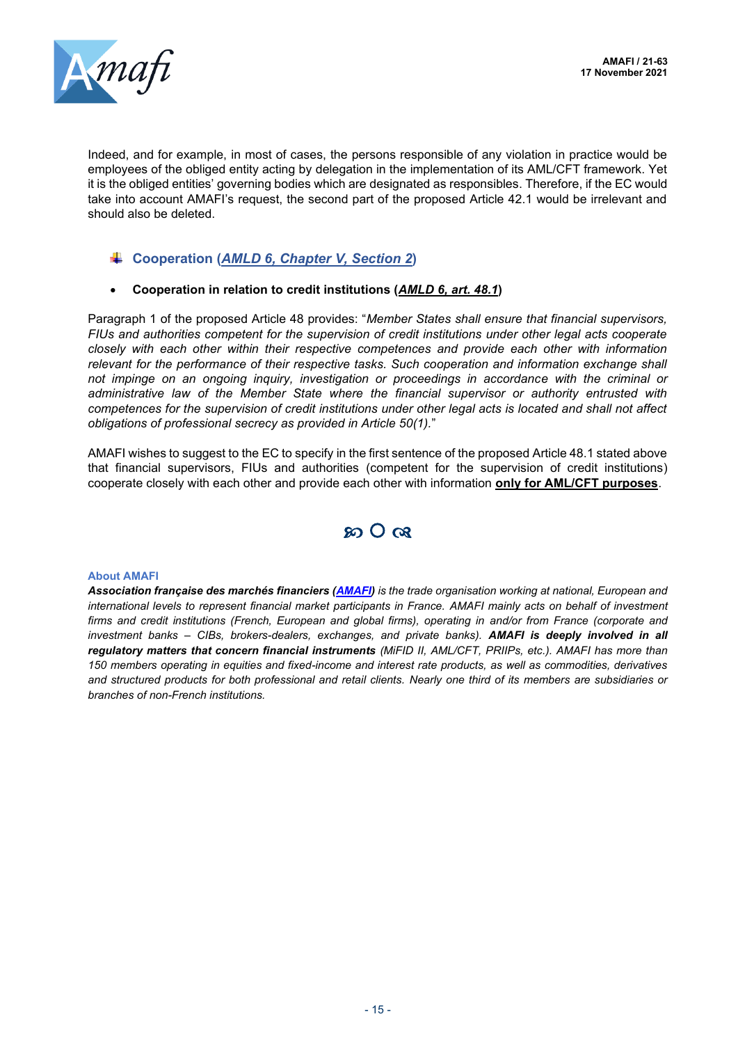Indeed, and for example, in most of cases, the persons responsible of any violation in practice would be employees of the obliged entity acting by delegation in the implementation of its AML/CFT framework. Yet it is the obliged entities' governing bodies which are designated as responsibles. Therefore, if the EC would take into account AMAFI's request, the second part of the proposed Article 42.1 would be irrelevant and should also be deleted.

### Cooperation (*AMLD 6, Chapter V, Section 2*)

- **Cooperation in relation to credit institutions (*AMLD 6, art. 48.1*)**

Paragraph 1 of the proposed Article 48 provides: "*Member States shall ensure that financial supervisors, FIUs and authorities competent for the supervision of credit institutions under other legal acts cooperate closely with each other within their respective competences and provide each other with information relevant for the performance of their respective tasks. Such cooperation and information exchange shall not impinge on an ongoing inquiry, investigation or proceedings in accordance with the criminal or administrative law of the Member State where the financial supervisor or authority entrusted with competences for the supervision of credit institutions under other legal acts is located and shall not affect obligations of professional secrecy as provided in Article 50(1).*"

AMAFI wishes to suggest to the EC to specify in the first sentence of the proposed Article 48.1 stated above that financial supervisors, FIUs and authorities (competent for the supervision of credit institutions) cooperate closely with each other and provide each other with information **only for AML/CFT purposes**.

ꕥ O ꕥ

**About AMAFI**

***Association française des marchés financiers (AMAFI)*** *is the trade organisation working at national, European and international levels to represent financial market participants in France. AMAFI mainly acts on behalf of investment firms and credit institutions (French, European and global firms), operating in and/or from France (corporate and investment banks – CIBs, brokers-dealers, exchanges, and private banks).* ***AMAFI is deeply involved in all regulatory matters that concern financial instruments*** *(MiFID II, AML/CFT, PRIIPs, etc.). AMAFI has more than 150 members operating in equities and fixed-income and interest rate products, as well as commodities, derivatives and structured products for both professional and retail clients. Nearly one third of its members are subsidiaries or branches of non-French institutions.*